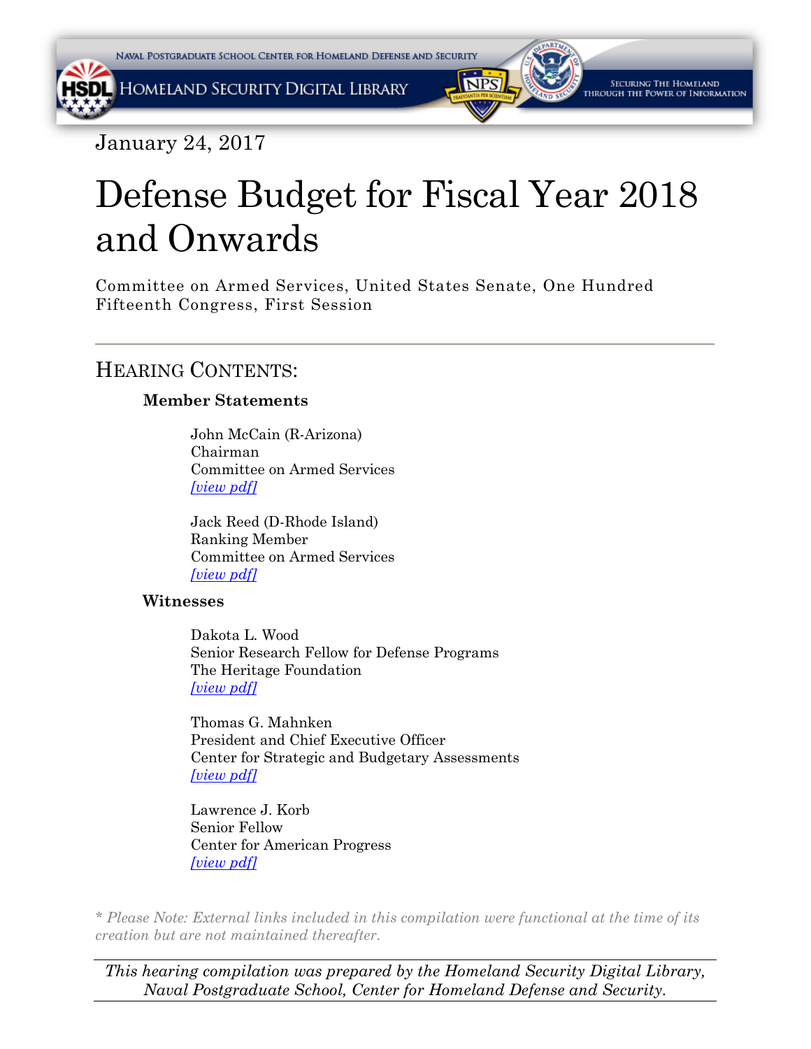January 24, 2017

# Defense Budget for Fiscal Year 2018 and Onwards

Committee on Armed Services, United States Senate, One Hundred Fifteenth Congress, First Session

---

## Hearing Contents:

### Member Statements

John McCain (R-Arizona)
Chairman
Committee on Armed Services
*[view pdf]*

Jack Reed (D-Rhode Island)
Ranking Member
Committee on Armed Services
*[view pdf]*

### Witnesses

Dakota L. Wood
Senior Research Fellow for Defense Programs
The Heritage Foundation
*[view pdf]*

Thomas G. Mahnken
President and Chief Executive Officer
Center for Strategic and Budgetary Assessments
*[view pdf]*

Lawrence J. Korb
Senior Fellow
Center for American Progress
*[view pdf]*

*\* Please Note: External links included in this compilation were functional at the time of its creation but are not maintained thereafter.*

---

*This hearing compilation was prepared by the Homeland Security Digital Library, Naval Postgraduate School, Center for Homeland Defense and Security.*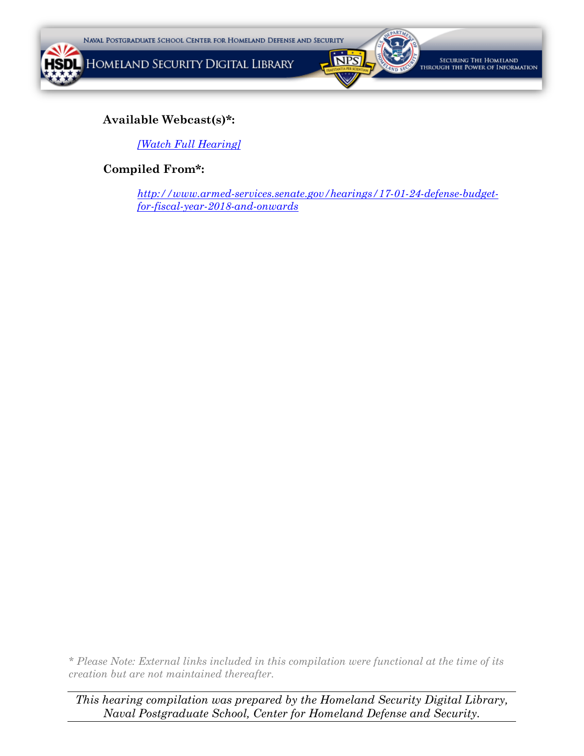**Available Webcast(s)*:**

*[Watch Full Hearing]*

**Compiled From*:**

*http://www.armed-services.senate.gov/hearings/17-01-24-defense-budget-for-fiscal-year-2018-and-onwards*

*\* Please Note: External links included in this compilation were functional at the time of its creation but are not maintained thereafter.*

---

*This hearing compilation was prepared by the Homeland Security Digital Library, Naval Postgraduate School, Center for Homeland Defense and Security.*

---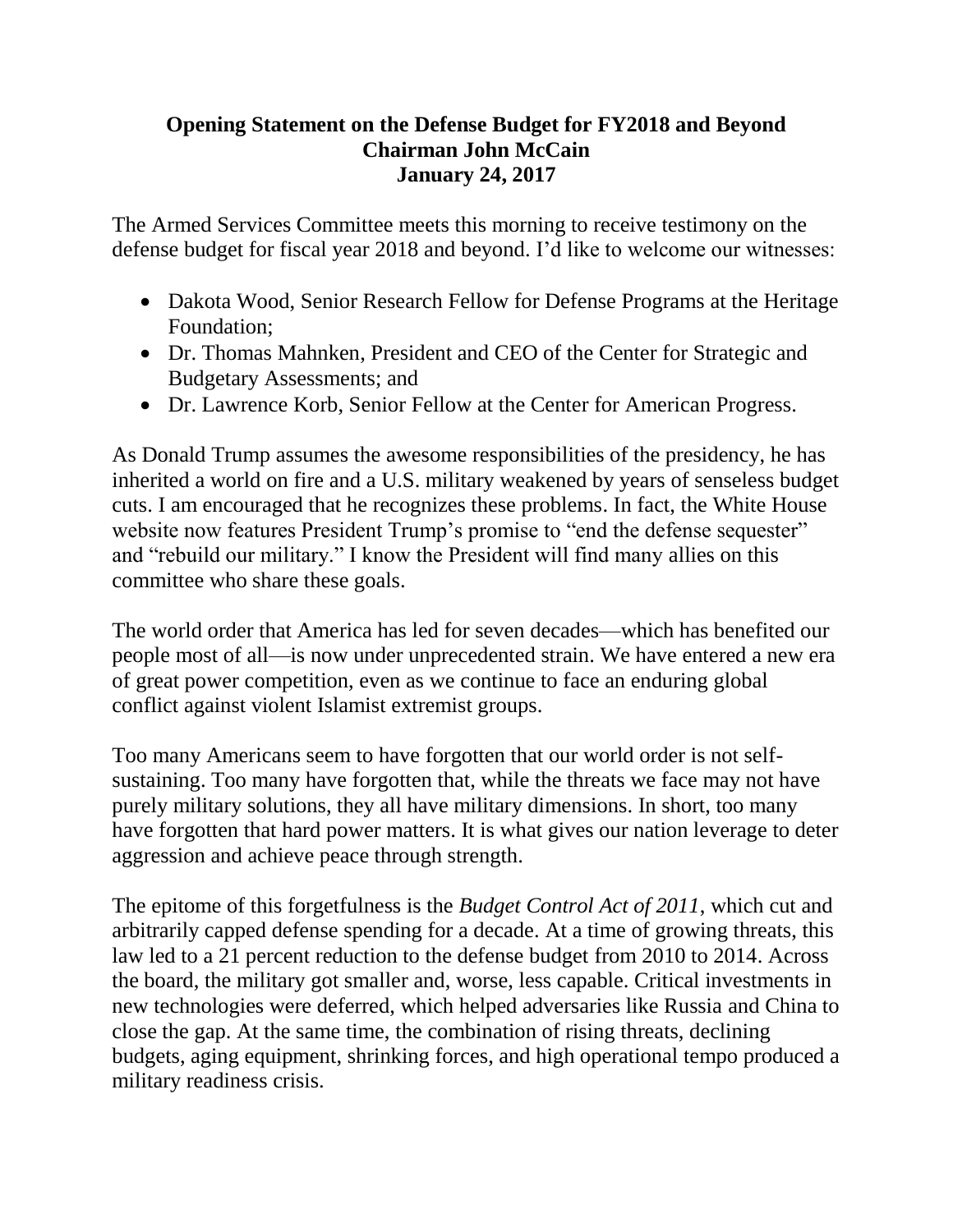**Opening Statement on the Defense Budget for FY2018 and Beyond**
**Chairman John McCain**
**January 24, 2017**

The Armed Services Committee meets this morning to receive testimony on the defense budget for fiscal year 2018 and beyond. I'd like to welcome our witnesses:

- Dakota Wood, Senior Research Fellow for Defense Programs at the Heritage Foundation;
- Dr. Thomas Mahnken, President and CEO of the Center for Strategic and Budgetary Assessments; and
- Dr. Lawrence Korb, Senior Fellow at the Center for American Progress.

As Donald Trump assumes the awesome responsibilities of the presidency, he has inherited a world on fire and a U.S. military weakened by years of senseless budget cuts. I am encouraged that he recognizes these problems. In fact, the White House website now features President Trump's promise to "end the defense sequester" and "rebuild our military." I know the President will find many allies on this committee who share these goals.

The world order that America has led for seven decades—which has benefited our people most of all—is now under unprecedented strain. We have entered a new era of great power competition, even as we continue to face an enduring global conflict against violent Islamist extremist groups.

Too many Americans seem to have forgotten that our world order is not self-sustaining. Too many have forgotten that, while the threats we face may not have purely military solutions, they all have military dimensions. In short, too many have forgotten that hard power matters. It is what gives our nation leverage to deter aggression and achieve peace through strength.

The epitome of this forgetfulness is the *Budget Control Act of 2011*, which cut and arbitrarily capped defense spending for a decade. At a time of growing threats, this law led to a 21 percent reduction to the defense budget from 2010 to 2014. Across the board, the military got smaller and, worse, less capable. Critical investments in new technologies were deferred, which helped adversaries like Russia and China to close the gap. At the same time, the combination of rising threats, declining budgets, aging equipment, shrinking forces, and high operational tempo produced a military readiness crisis.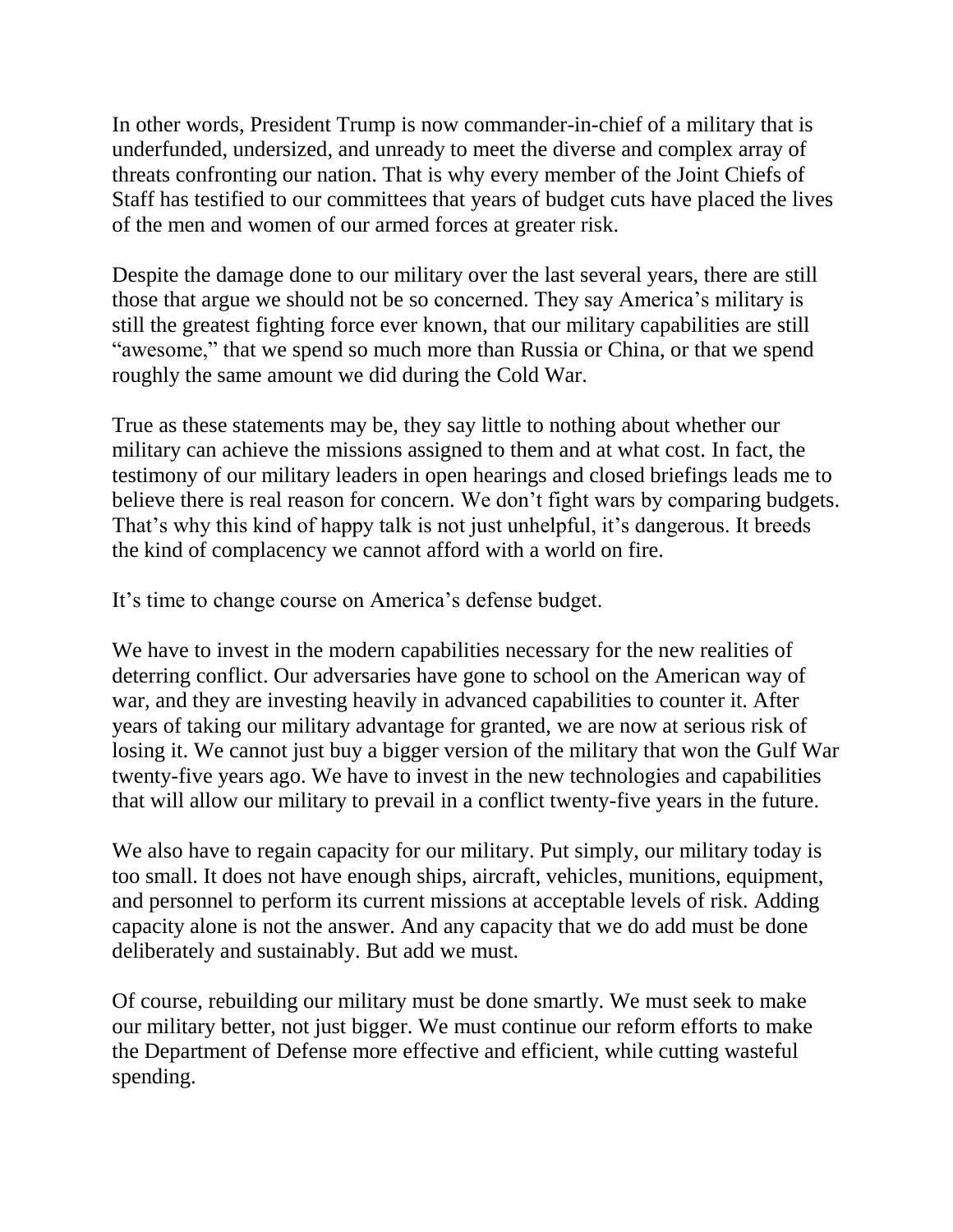In other words, President Trump is now commander-in-chief of a military that is underfunded, undersized, and unready to meet the diverse and complex array of threats confronting our nation. That is why every member of the Joint Chiefs of Staff has testified to our committees that years of budget cuts have placed the lives of the men and women of our armed forces at greater risk.

Despite the damage done to our military over the last several years, there are still those that argue we should not be so concerned. They say America's military is still the greatest fighting force ever known, that our military capabilities are still "awesome," that we spend so much more than Russia or China, or that we spend roughly the same amount we did during the Cold War.

True as these statements may be, they say little to nothing about whether our military can achieve the missions assigned to them and at what cost. In fact, the testimony of our military leaders in open hearings and closed briefings leads me to believe there is real reason for concern. We don't fight wars by comparing budgets. That's why this kind of happy talk is not just unhelpful, it's dangerous. It breeds the kind of complacency we cannot afford with a world on fire.

It's time to change course on America's defense budget.

We have to invest in the modern capabilities necessary for the new realities of deterring conflict. Our adversaries have gone to school on the American way of war, and they are investing heavily in advanced capabilities to counter it. After years of taking our military advantage for granted, we are now at serious risk of losing it. We cannot just buy a bigger version of the military that won the Gulf War twenty-five years ago. We have to invest in the new technologies and capabilities that will allow our military to prevail in a conflict twenty-five years in the future.

We also have to regain capacity for our military. Put simply, our military today is too small. It does not have enough ships, aircraft, vehicles, munitions, equipment, and personnel to perform its current missions at acceptable levels of risk. Adding capacity alone is not the answer. And any capacity that we do add must be done deliberately and sustainably. But add we must.

Of course, rebuilding our military must be done smartly. We must seek to make our military better, not just bigger. We must continue our reform efforts to make the Department of Defense more effective and efficient, while cutting wasteful spending.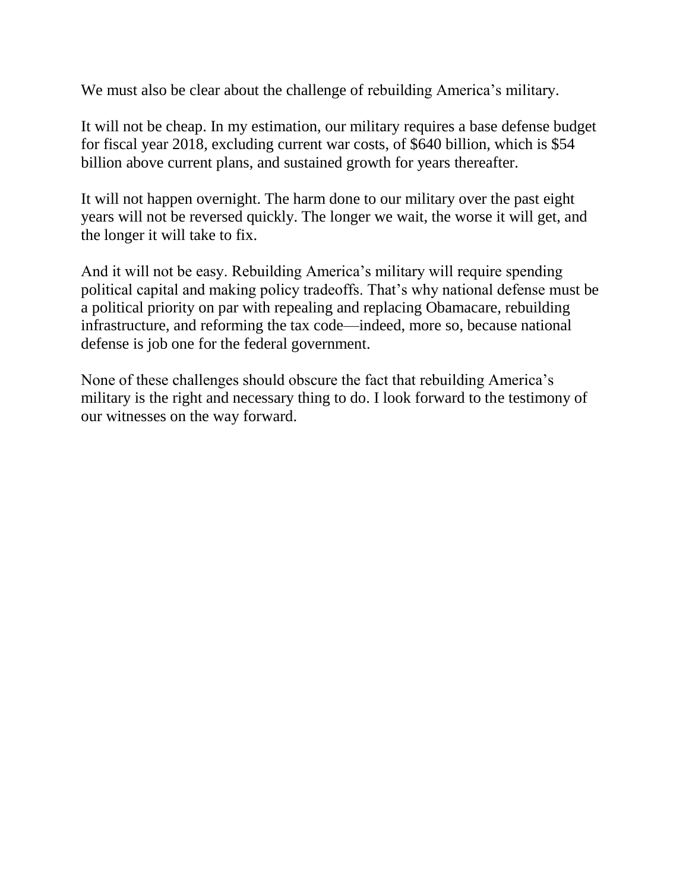We must also be clear about the challenge of rebuilding America's military.

It will not be cheap. In my estimation, our military requires a base defense budget for fiscal year 2018, excluding current war costs, of $640 billion, which is $54 billion above current plans, and sustained growth for years thereafter.

It will not happen overnight. The harm done to our military over the past eight years will not be reversed quickly. The longer we wait, the worse it will get, and the longer it will take to fix.

And it will not be easy. Rebuilding America's military will require spending political capital and making policy tradeoffs. That's why national defense must be a political priority on par with repealing and replacing Obamacare, rebuilding infrastructure, and reforming the tax code—indeed, more so, because national defense is job one for the federal government.

None of these challenges should obscure the fact that rebuilding America's military is the right and necessary thing to do. I look forward to the testimony of our witnesses on the way forward.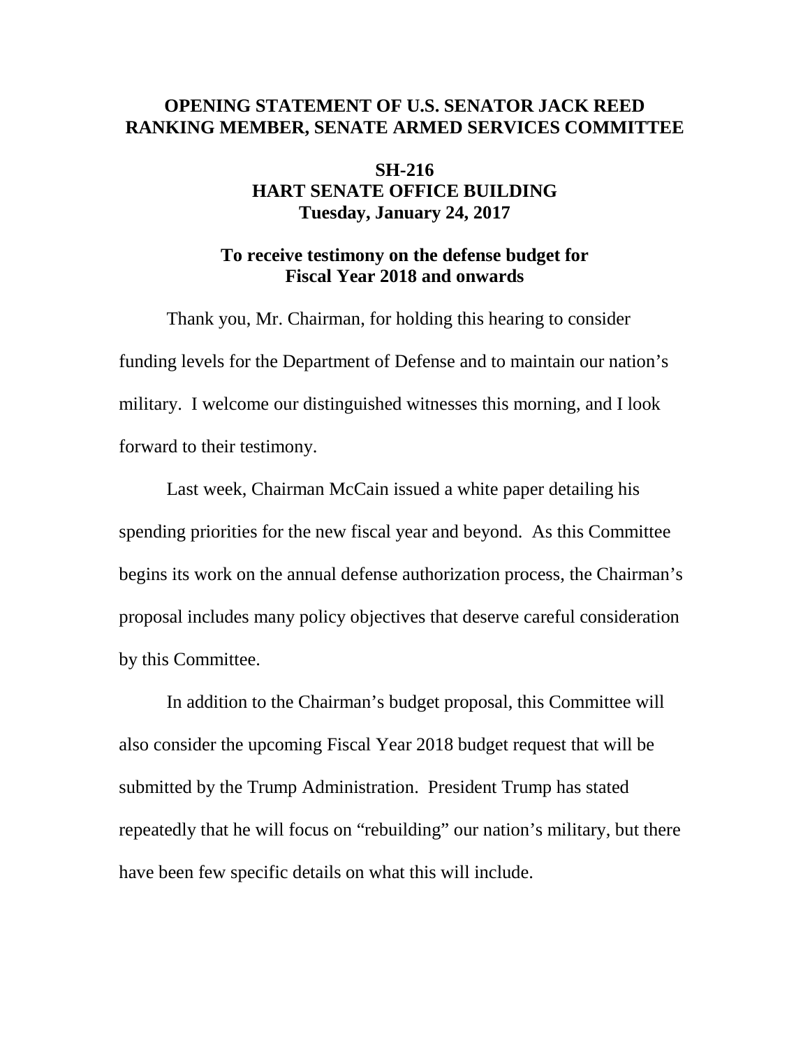**OPENING STATEMENT OF U.S. SENATOR JACK REED**
**RANKING MEMBER, SENATE ARMED SERVICES COMMITTEE**

**SH-216**
**HART SENATE OFFICE BUILDING**
**Tuesday, January 24, 2017**

**To receive testimony on the defense budget for Fiscal Year 2018 and onwards**

Thank you, Mr. Chairman, for holding this hearing to consider funding levels for the Department of Defense and to maintain our nation's military. I welcome our distinguished witnesses this morning, and I look forward to their testimony.

Last week, Chairman McCain issued a white paper detailing his spending priorities for the new fiscal year and beyond. As this Committee begins its work on the annual defense authorization process, the Chairman's proposal includes many policy objectives that deserve careful consideration by this Committee.

In addition to the Chairman's budget proposal, this Committee will also consider the upcoming Fiscal Year 2018 budget request that will be submitted by the Trump Administration. President Trump has stated repeatedly that he will focus on "rebuilding" our nation's military, but there have been few specific details on what this will include.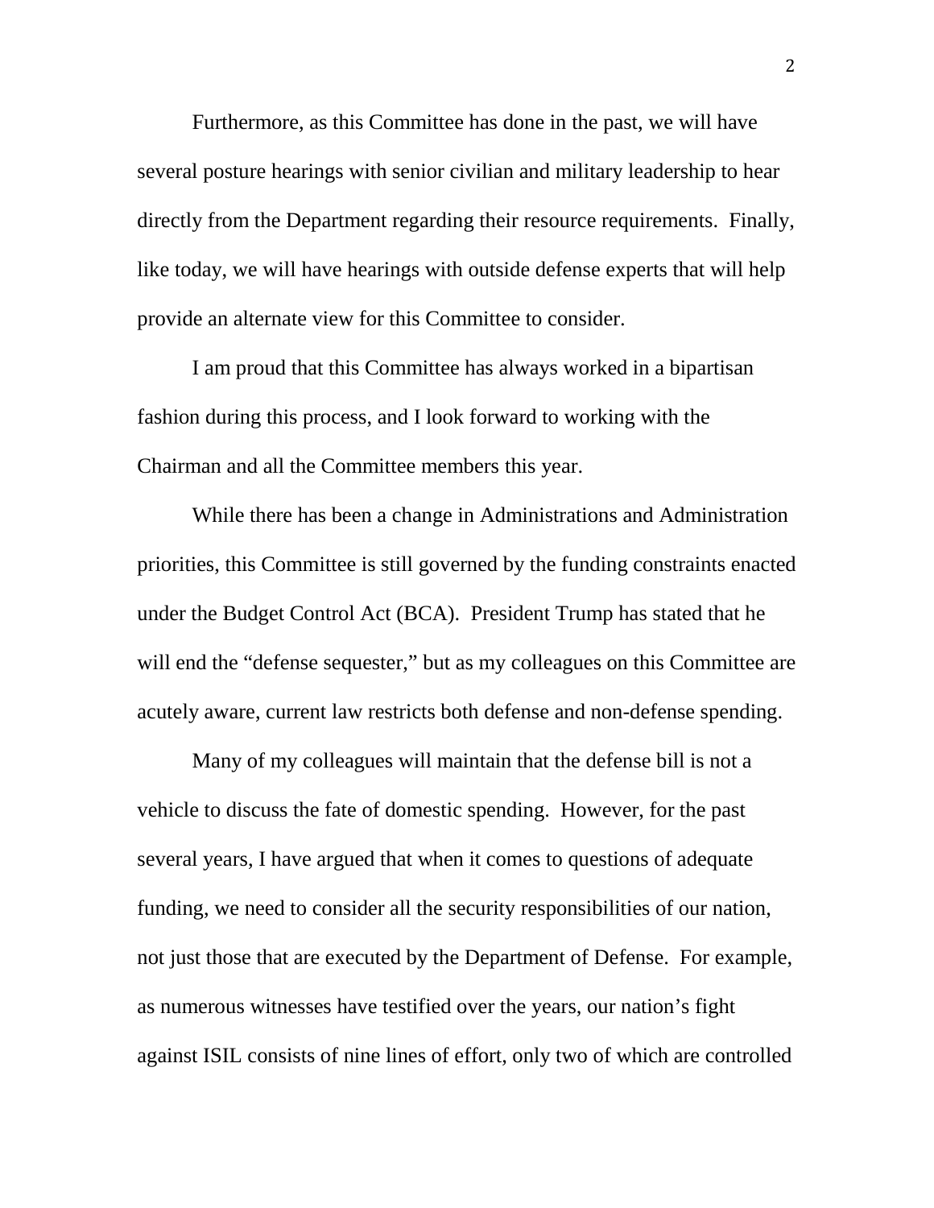Furthermore, as this Committee has done in the past, we will have several posture hearings with senior civilian and military leadership to hear directly from the Department regarding their resource requirements. Finally, like today, we will have hearings with outside defense experts that will help provide an alternate view for this Committee to consider.

I am proud that this Committee has always worked in a bipartisan fashion during this process, and I look forward to working with the Chairman and all the Committee members this year.

While there has been a change in Administrations and Administration priorities, this Committee is still governed by the funding constraints enacted under the Budget Control Act (BCA). President Trump has stated that he will end the "defense sequester," but as my colleagues on this Committee are acutely aware, current law restricts both defense and non-defense spending.

Many of my colleagues will maintain that the defense bill is not a vehicle to discuss the fate of domestic spending. However, for the past several years, I have argued that when it comes to questions of adequate funding, we need to consider all the security responsibilities of our nation, not just those that are executed by the Department of Defense. For example, as numerous witnesses have testified over the years, our nation's fight against ISIL consists of nine lines of effort, only two of which are controlled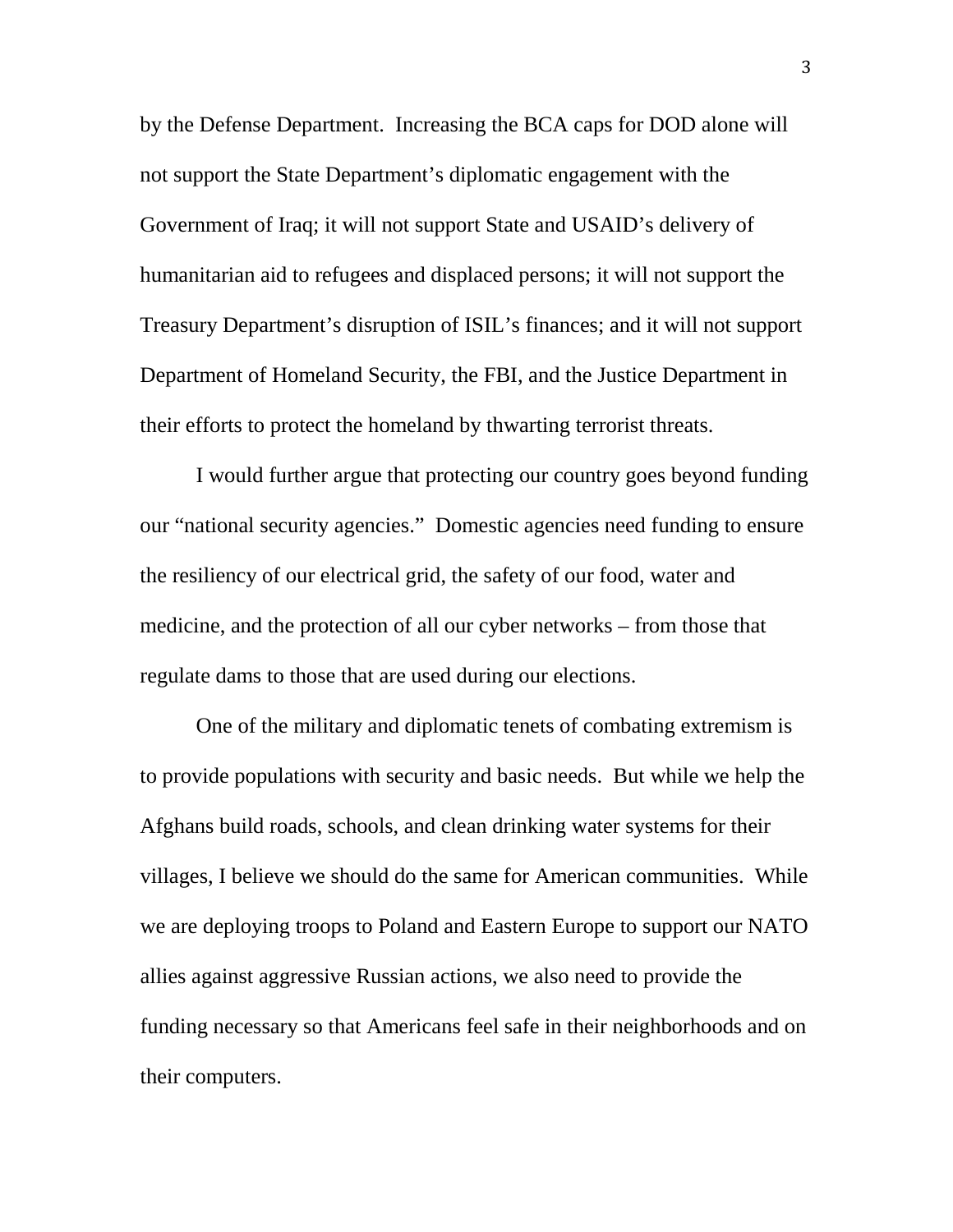by the Defense Department. Increasing the BCA caps for DOD alone will not support the State Department's diplomatic engagement with the Government of Iraq; it will not support State and USAID's delivery of humanitarian aid to refugees and displaced persons; it will not support the Treasury Department's disruption of ISIL's finances; and it will not support Department of Homeland Security, the FBI, and the Justice Department in their efforts to protect the homeland by thwarting terrorist threats.

I would further argue that protecting our country goes beyond funding our "national security agencies." Domestic agencies need funding to ensure the resiliency of our electrical grid, the safety of our food, water and medicine, and the protection of all our cyber networks – from those that regulate dams to those that are used during our elections.

One of the military and diplomatic tenets of combating extremism is to provide populations with security and basic needs. But while we help the Afghans build roads, schools, and clean drinking water systems for their villages, I believe we should do the same for American communities. While we are deploying troops to Poland and Eastern Europe to support our NATO allies against aggressive Russian actions, we also need to provide the funding necessary so that Americans feel safe in their neighborhoods and on their computers.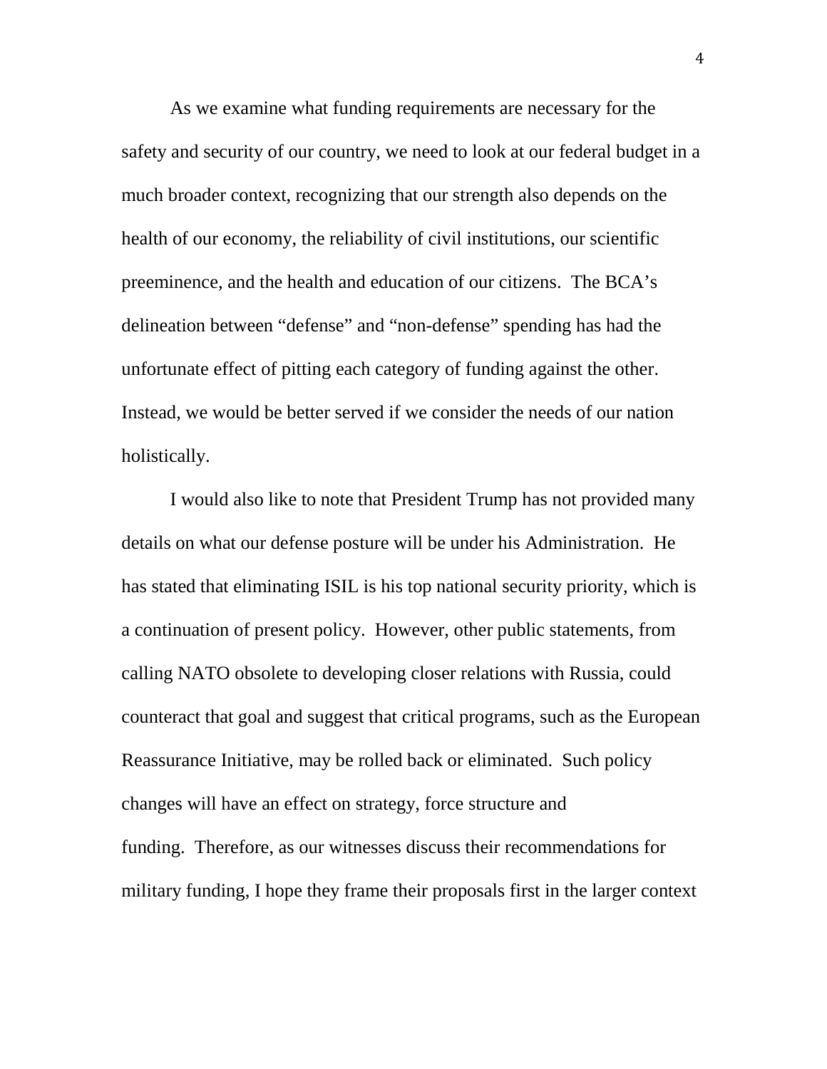As we examine what funding requirements are necessary for the safety and security of our country, we need to look at our federal budget in a much broader context, recognizing that our strength also depends on the health of our economy, the reliability of civil institutions, our scientific preeminence, and the health and education of our citizens. The BCA's delineation between "defense" and "non-defense" spending has had the unfortunate effect of pitting each category of funding against the other. Instead, we would be better served if we consider the needs of our nation holistically.

I would also like to note that President Trump has not provided many details on what our defense posture will be under his Administration. He has stated that eliminating ISIL is his top national security priority, which is a continuation of present policy. However, other public statements, from calling NATO obsolete to developing closer relations with Russia, could counteract that goal and suggest that critical programs, such as the European Reassurance Initiative, may be rolled back or eliminated. Such policy changes will have an effect on strategy, force structure and funding. Therefore, as our witnesses discuss their recommendations for military funding, I hope they frame their proposals first in the larger context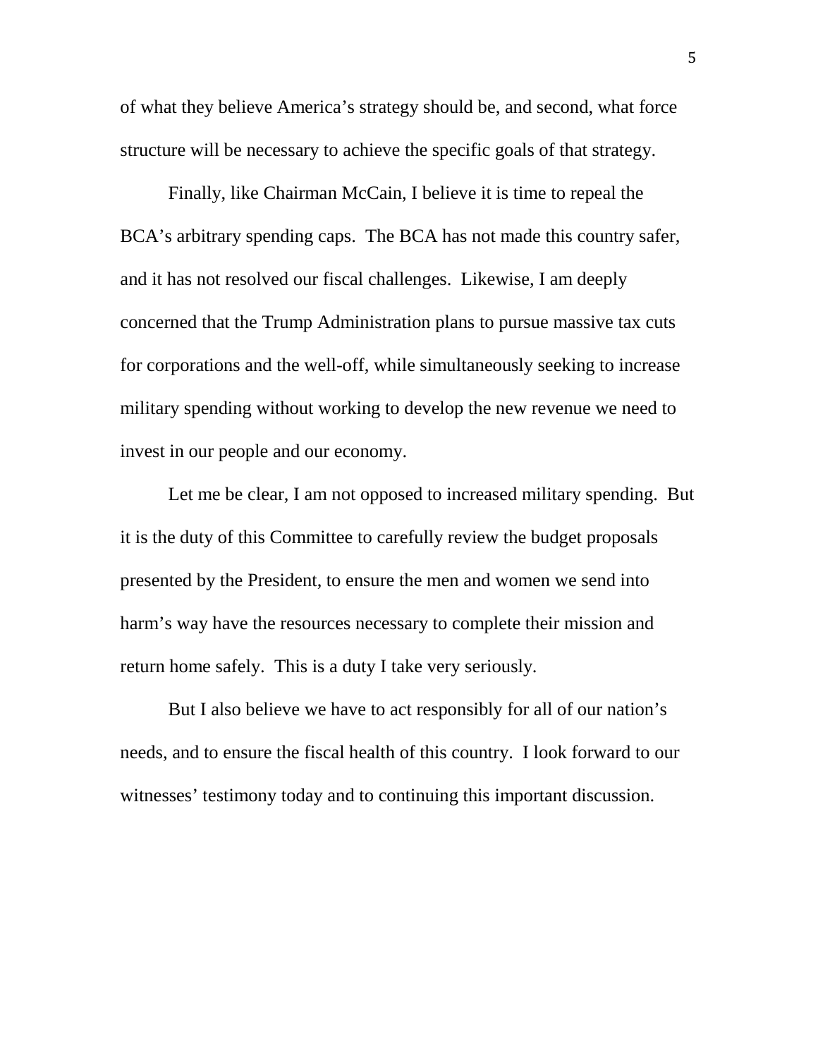of what they believe America's strategy should be, and second, what force structure will be necessary to achieve the specific goals of that strategy.

Finally, like Chairman McCain, I believe it is time to repeal the BCA's arbitrary spending caps. The BCA has not made this country safer, and it has not resolved our fiscal challenges. Likewise, I am deeply concerned that the Trump Administration plans to pursue massive tax cuts for corporations and the well-off, while simultaneously seeking to increase military spending without working to develop the new revenue we need to invest in our people and our economy.

Let me be clear, I am not opposed to increased military spending. But it is the duty of this Committee to carefully review the budget proposals presented by the President, to ensure the men and women we send into harm's way have the resources necessary to complete their mission and return home safely. This is a duty I take very seriously.

But I also believe we have to act responsibly for all of our nation's needs, and to ensure the fiscal health of this country. I look forward to our witnesses' testimony today and to continuing this important discussion.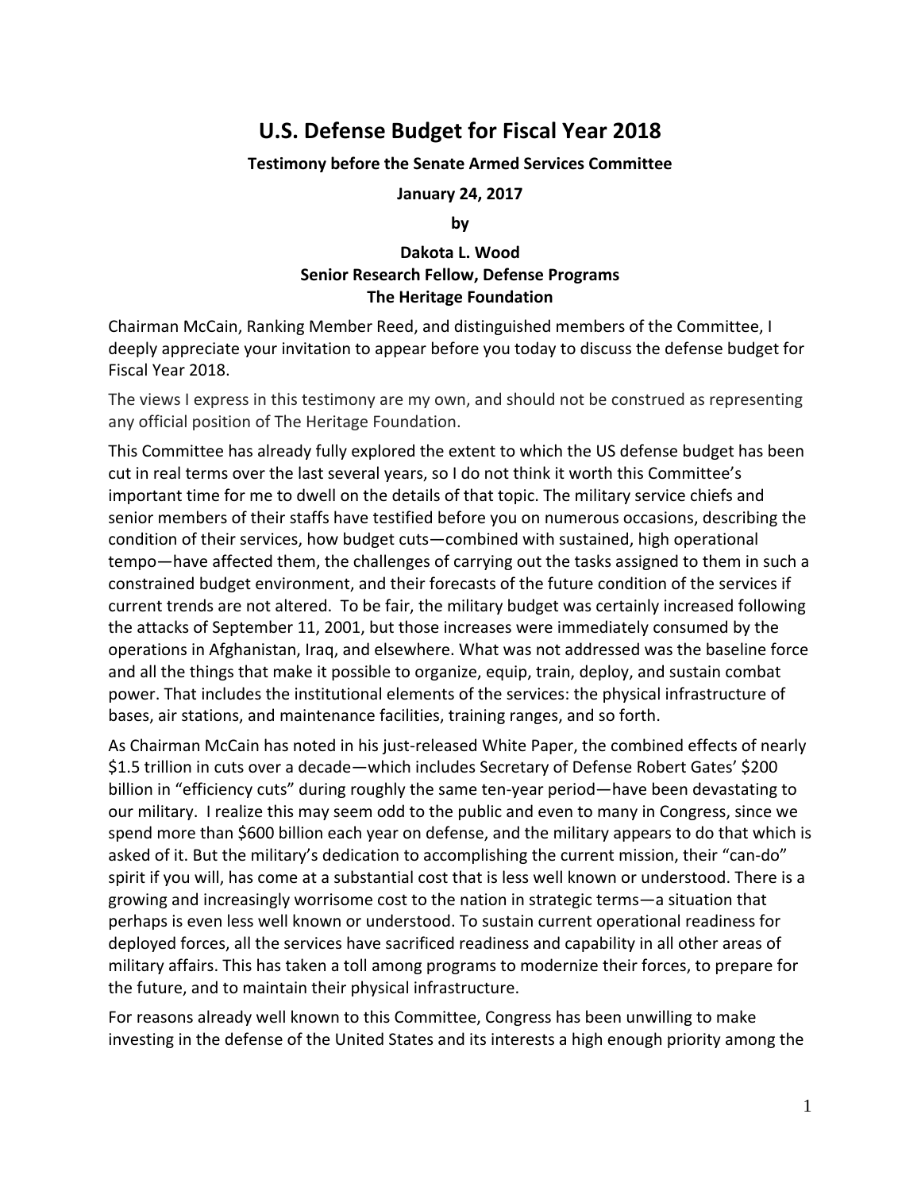# U.S. Defense Budget for Fiscal Year 2018

**Testimony before the Senate Armed Services Committee**

**January 24, 2017**

**by**

**Dakota L. Wood**
**Senior Research Fellow, Defense Programs**
**The Heritage Foundation**

Chairman McCain, Ranking Member Reed, and distinguished members of the Committee, I deeply appreciate your invitation to appear before you today to discuss the defense budget for Fiscal Year 2018.

The views I express in this testimony are my own, and should not be construed as representing any official position of The Heritage Foundation.

This Committee has already fully explored the extent to which the US defense budget has been cut in real terms over the last several years, so I do not think it worth this Committee's important time for me to dwell on the details of that topic. The military service chiefs and senior members of their staffs have testified before you on numerous occasions, describing the condition of their services, how budget cuts—combined with sustained, high operational tempo—have affected them, the challenges of carrying out the tasks assigned to them in such a constrained budget environment, and their forecasts of the future condition of the services if current trends are not altered. To be fair, the military budget was certainly increased following the attacks of September 11, 2001, but those increases were immediately consumed by the operations in Afghanistan, Iraq, and elsewhere. What was not addressed was the baseline force and all the things that make it possible to organize, equip, train, deploy, and sustain combat power. That includes the institutional elements of the services: the physical infrastructure of bases, air stations, and maintenance facilities, training ranges, and so forth.

As Chairman McCain has noted in his just-released White Paper, the combined effects of nearly $1.5 trillion in cuts over a decade—which includes Secretary of Defense Robert Gates' $200 billion in "efficiency cuts" during roughly the same ten-year period—have been devastating to our military. I realize this may seem odd to the public and even to many in Congress, since we spend more than $600 billion each year on defense, and the military appears to do that which is asked of it. But the military's dedication to accomplishing the current mission, their "can-do" spirit if you will, has come at a substantial cost that is less well known or understood. There is a growing and increasingly worrisome cost to the nation in strategic terms—a situation that perhaps is even less well known or understood. To sustain current operational readiness for deployed forces, all the services have sacrificed readiness and capability in all other areas of military affairs. This has taken a toll among programs to modernize their forces, to prepare for the future, and to maintain their physical infrastructure.

For reasons already well known to this Committee, Congress has been unwilling to make investing in the defense of the United States and its interests a high enough priority among the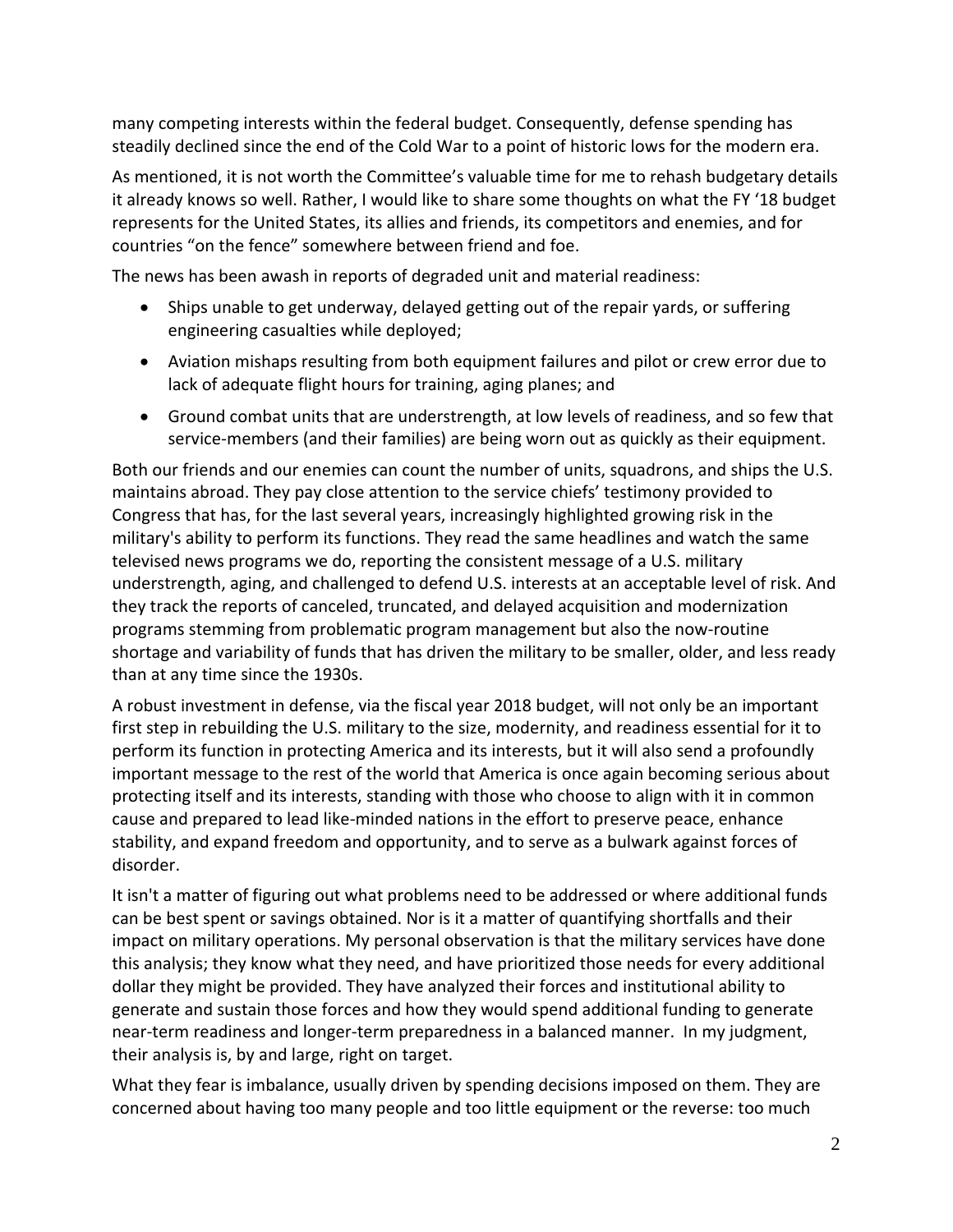many competing interests within the federal budget. Consequently, defense spending has steadily declined since the end of the Cold War to a point of historic lows for the modern era.

As mentioned, it is not worth the Committee's valuable time for me to rehash budgetary details it already knows so well. Rather, I would like to share some thoughts on what the FY '18 budget represents for the United States, its allies and friends, its competitors and enemies, and for countries "on the fence" somewhere between friend and foe.

The news has been awash in reports of degraded unit and material readiness:

- Ships unable to get underway, delayed getting out of the repair yards, or suffering engineering casualties while deployed;
- Aviation mishaps resulting from both equipment failures and pilot or crew error due to lack of adequate flight hours for training, aging planes; and
- Ground combat units that are understrength, at low levels of readiness, and so few that service-members (and their families) are being worn out as quickly as their equipment.

Both our friends and our enemies can count the number of units, squadrons, and ships the U.S. maintains abroad. They pay close attention to the service chiefs' testimony provided to Congress that has, for the last several years, increasingly highlighted growing risk in the military's ability to perform its functions. They read the same headlines and watch the same televised news programs we do, reporting the consistent message of a U.S. military understrength, aging, and challenged to defend U.S. interests at an acceptable level of risk. And they track the reports of canceled, truncated, and delayed acquisition and modernization programs stemming from problematic program management but also the now-routine shortage and variability of funds that has driven the military to be smaller, older, and less ready than at any time since the 1930s.

A robust investment in defense, via the fiscal year 2018 budget, will not only be an important first step in rebuilding the U.S. military to the size, modernity, and readiness essential for it to perform its function in protecting America and its interests, but it will also send a profoundly important message to the rest of the world that America is once again becoming serious about protecting itself and its interests, standing with those who choose to align with it in common cause and prepared to lead like-minded nations in the effort to preserve peace, enhance stability, and expand freedom and opportunity, and to serve as a bulwark against forces of disorder.

It isn't a matter of figuring out what problems need to be addressed or where additional funds can be best spent or savings obtained. Nor is it a matter of quantifying shortfalls and their impact on military operations. My personal observation is that the military services have done this analysis; they know what they need, and have prioritized those needs for every additional dollar they might be provided. They have analyzed their forces and institutional ability to generate and sustain those forces and how they would spend additional funding to generate near-term readiness and longer-term preparedness in a balanced manner. In my judgment, their analysis is, by and large, right on target.

What they fear is imbalance, usually driven by spending decisions imposed on them. They are concerned about having too many people and too little equipment or the reverse: too much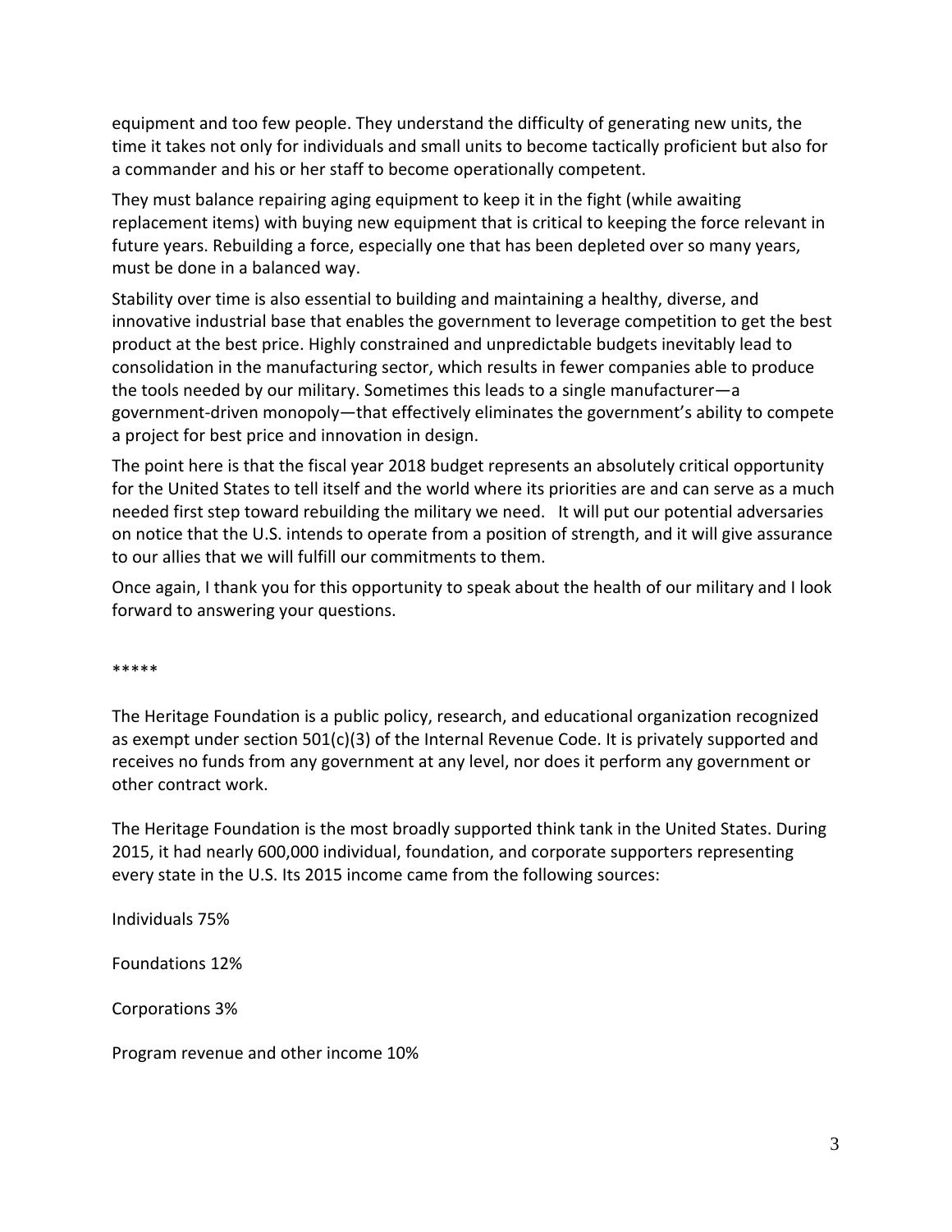equipment and too few people. They understand the difficulty of generating new units, the time it takes not only for individuals and small units to become tactically proficient but also for a commander and his or her staff to become operationally competent.

They must balance repairing aging equipment to keep it in the fight (while awaiting replacement items) with buying new equipment that is critical to keeping the force relevant in future years. Rebuilding a force, especially one that has been depleted over so many years, must be done in a balanced way.

Stability over time is also essential to building and maintaining a healthy, diverse, and innovative industrial base that enables the government to leverage competition to get the best product at the best price. Highly constrained and unpredictable budgets inevitably lead to consolidation in the manufacturing sector, which results in fewer companies able to produce the tools needed by our military. Sometimes this leads to a single manufacturer—a government-driven monopoly—that effectively eliminates the government's ability to compete a project for best price and innovation in design.

The point here is that the fiscal year 2018 budget represents an absolutely critical opportunity for the United States to tell itself and the world where its priorities are and can serve as a much needed first step toward rebuilding the military we need. It will put our potential adversaries on notice that the U.S. intends to operate from a position of strength, and it will give assurance to our allies that we will fulfill our commitments to them.

Once again, I thank you for this opportunity to speak about the health of our military and I look forward to answering your questions.

*****

The Heritage Foundation is a public policy, research, and educational organization recognized as exempt under section 501(c)(3) of the Internal Revenue Code. It is privately supported and receives no funds from any government at any level, nor does it perform any government or other contract work.

The Heritage Foundation is the most broadly supported think tank in the United States. During 2015, it had nearly 600,000 individual, foundation, and corporate supporters representing every state in the U.S. Its 2015 income came from the following sources:

Individuals 75%

Foundations 12%

Corporations 3%

Program revenue and other income 10%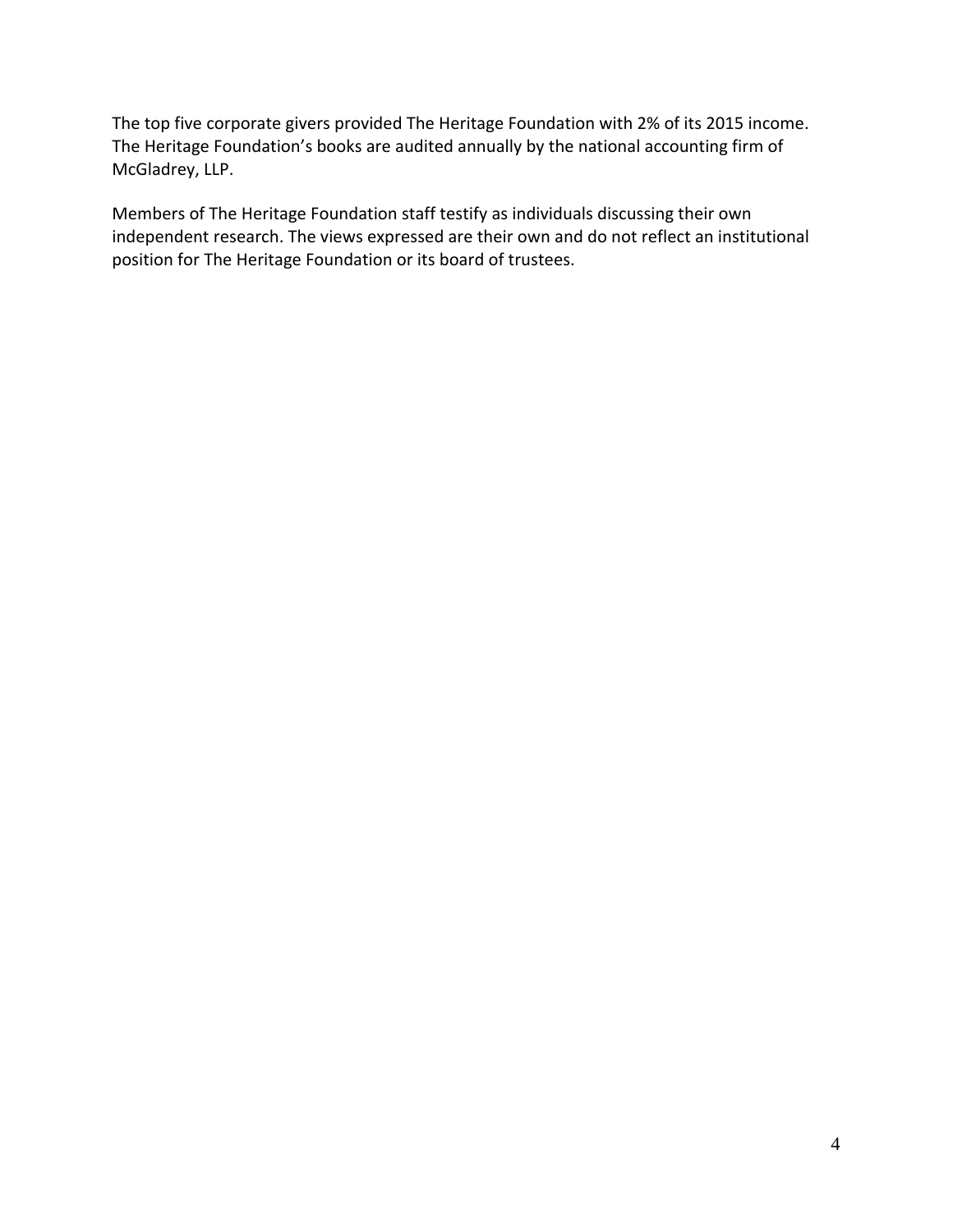The top five corporate givers provided The Heritage Foundation with 2% of its 2015 income. The Heritage Foundation's books are audited annually by the national accounting firm of McGladrey, LLP.

Members of The Heritage Foundation staff testify as individuals discussing their own independent research. The views expressed are their own and do not reflect an institutional position for The Heritage Foundation or its board of trustees.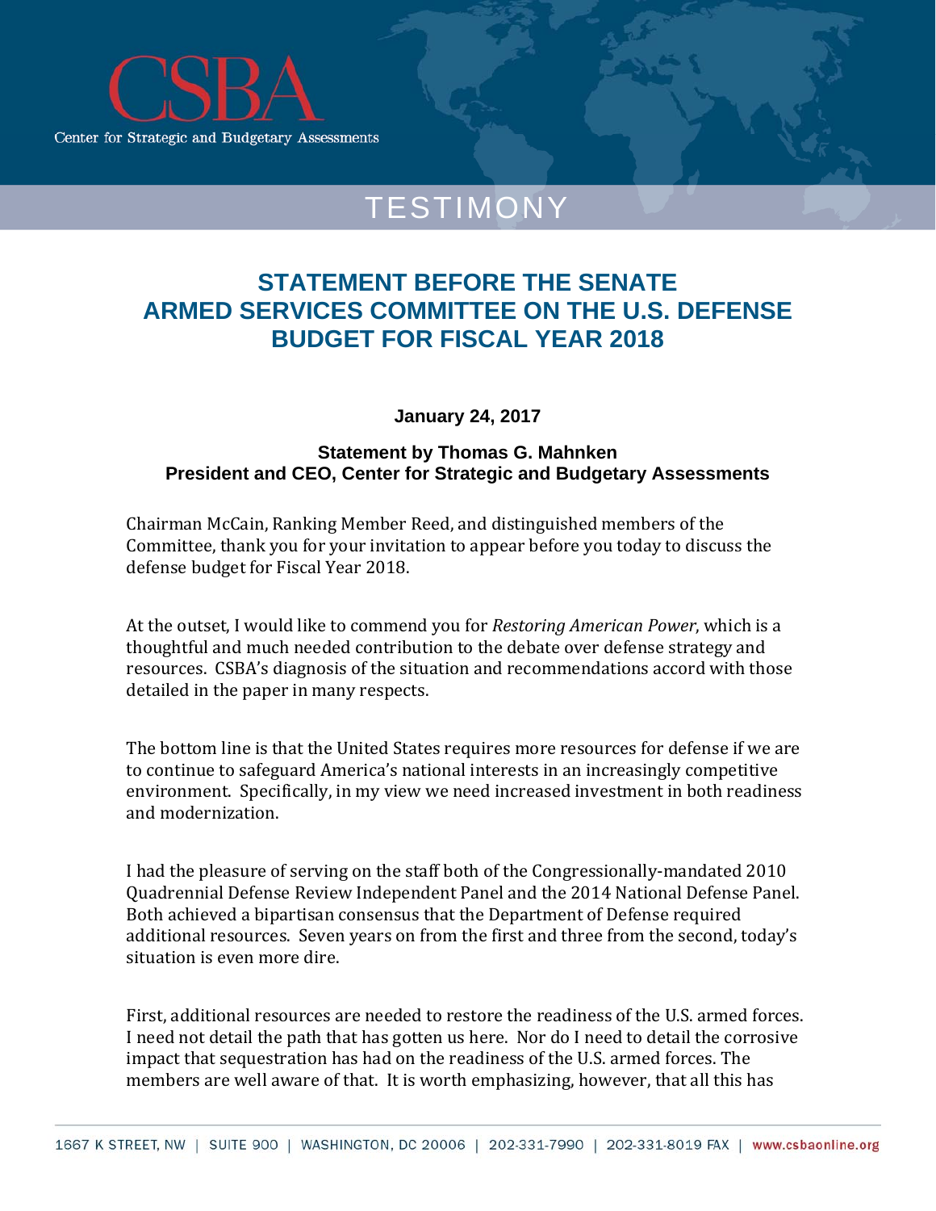CSBA

Center for Strategic and Budgetary Assessments

TESTIMONY

# STATEMENT BEFORE THE SENATE ARMED SERVICES COMMITTEE ON THE U.S. DEFENSE BUDGET FOR FISCAL YEAR 2018

**January 24, 2017**

**Statement by Thomas G. Mahnken**
**President and CEO, Center for Strategic and Budgetary Assessments**

Chairman McCain, Ranking Member Reed, and distinguished members of the Committee, thank you for your invitation to appear before you today to discuss the defense budget for Fiscal Year 2018.

At the outset, I would like to commend you for *Restoring American Power*, which is a thoughtful and much needed contribution to the debate over defense strategy and resources. CSBA's diagnosis of the situation and recommendations accord with those detailed in the paper in many respects.

The bottom line is that the United States requires more resources for defense if we are to continue to safeguard America's national interests in an increasingly competitive environment. Specifically, in my view we need increased investment in both readiness and modernization.

I had the pleasure of serving on the staff both of the Congressionally-mandated 2010 Quadrennial Defense Review Independent Panel and the 2014 National Defense Panel. Both achieved a bipartisan consensus that the Department of Defense required additional resources. Seven years on from the first and three from the second, today's situation is even more dire.

First, additional resources are needed to restore the readiness of the U.S. armed forces. I need not detail the path that has gotten us here. Nor do I need to detail the corrosive impact that sequestration has had on the readiness of the U.S. armed forces. The members are well aware of that. It is worth emphasizing, however, that all this has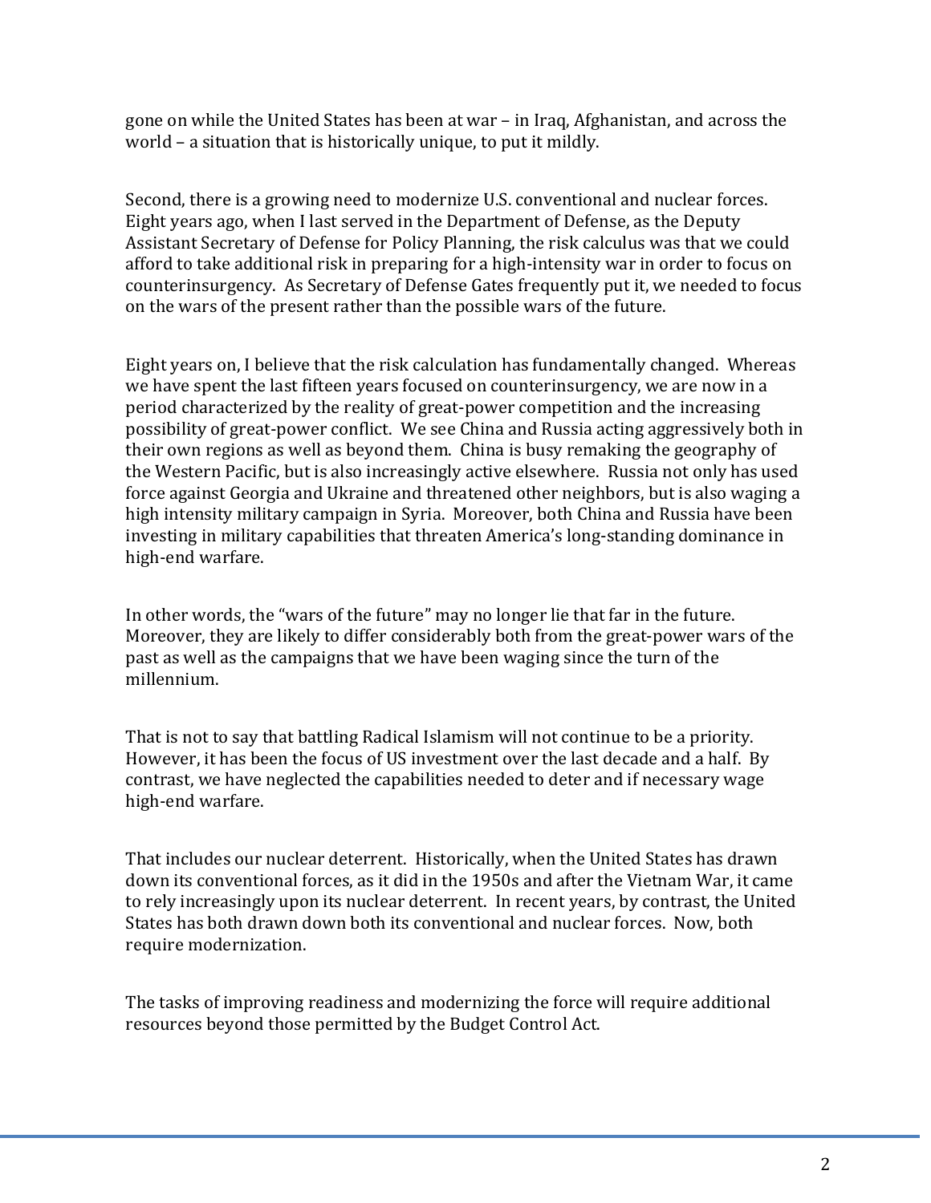gone on while the United States has been at war – in Iraq, Afghanistan, and across the world – a situation that is historically unique, to put it mildly.

Second, there is a growing need to modernize U.S. conventional and nuclear forces. Eight years ago, when I last served in the Department of Defense, as the Deputy Assistant Secretary of Defense for Policy Planning, the risk calculus was that we could afford to take additional risk in preparing for a high-intensity war in order to focus on counterinsurgency. As Secretary of Defense Gates frequently put it, we needed to focus on the wars of the present rather than the possible wars of the future.

Eight years on, I believe that the risk calculation has fundamentally changed. Whereas we have spent the last fifteen years focused on counterinsurgency, we are now in a period characterized by the reality of great-power competition and the increasing possibility of great-power conflict. We see China and Russia acting aggressively both in their own regions as well as beyond them. China is busy remaking the geography of the Western Pacific, but is also increasingly active elsewhere. Russia not only has used force against Georgia and Ukraine and threatened other neighbors, but is also waging a high intensity military campaign in Syria. Moreover, both China and Russia have been investing in military capabilities that threaten America's long-standing dominance in high-end warfare.

In other words, the "wars of the future" may no longer lie that far in the future. Moreover, they are likely to differ considerably both from the great-power wars of the past as well as the campaigns that we have been waging since the turn of the millennium.

That is not to say that battling Radical Islamism will not continue to be a priority. However, it has been the focus of US investment over the last decade and a half. By contrast, we have neglected the capabilities needed to deter and if necessary wage high-end warfare.

That includes our nuclear deterrent. Historically, when the United States has drawn down its conventional forces, as it did in the 1950s and after the Vietnam War, it came to rely increasingly upon its nuclear deterrent. In recent years, by contrast, the United States has both drawn down both its conventional and nuclear forces. Now, both require modernization.

The tasks of improving readiness and modernizing the force will require additional resources beyond those permitted by the Budget Control Act.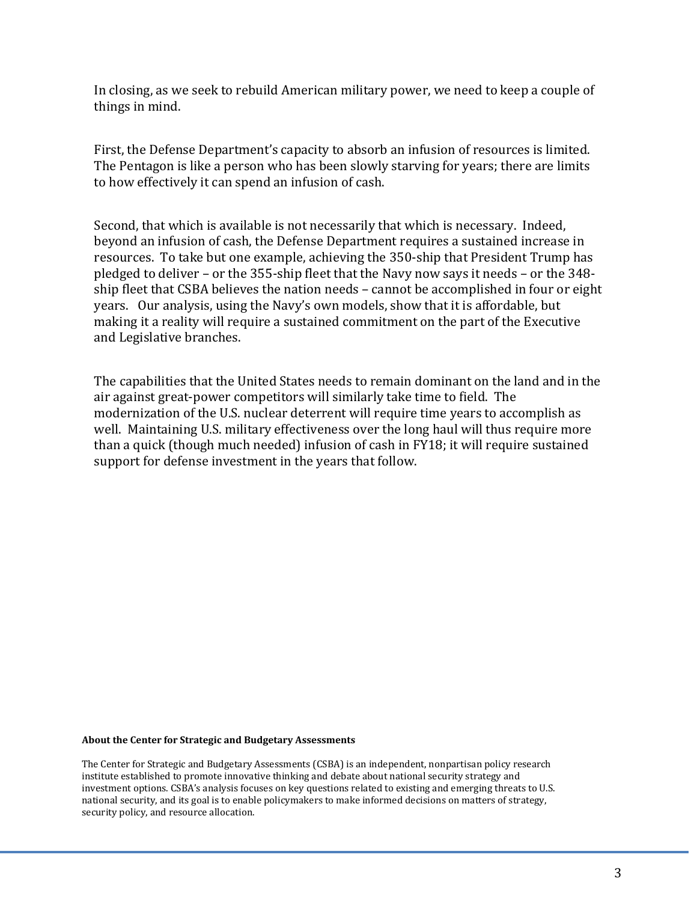In closing, as we seek to rebuild American military power, we need to keep a couple of things in mind.

First, the Defense Department's capacity to absorb an infusion of resources is limited. The Pentagon is like a person who has been slowly starving for years; there are limits to how effectively it can spend an infusion of cash.

Second, that which is available is not necessarily that which is necessary. Indeed, beyond an infusion of cash, the Defense Department requires a sustained increase in resources. To take but one example, achieving the 350-ship that President Trump has pledged to deliver – or the 355-ship fleet that the Navy now says it needs – or the 348-ship fleet that CSBA believes the nation needs – cannot be accomplished in four or eight years. Our analysis, using the Navy's own models, show that it is affordable, but making it a reality will require a sustained commitment on the part of the Executive and Legislative branches.

The capabilities that the United States needs to remain dominant on the land and in the air against great-power competitors will similarly take time to field. The modernization of the U.S. nuclear deterrent will require time years to accomplish as well. Maintaining U.S. military effectiveness over the long haul will thus require more than a quick (though much needed) infusion of cash in FY18; it will require sustained support for defense investment in the years that follow.

**About the Center for Strategic and Budgetary Assessments**

The Center for Strategic and Budgetary Assessments (CSBA) is an independent, nonpartisan policy research institute established to promote innovative thinking and debate about national security strategy and investment options. CSBA's analysis focuses on key questions related to existing and emerging threats to U.S. national security, and its goal is to enable policymakers to make informed decisions on matters of strategy, security policy, and resource allocation.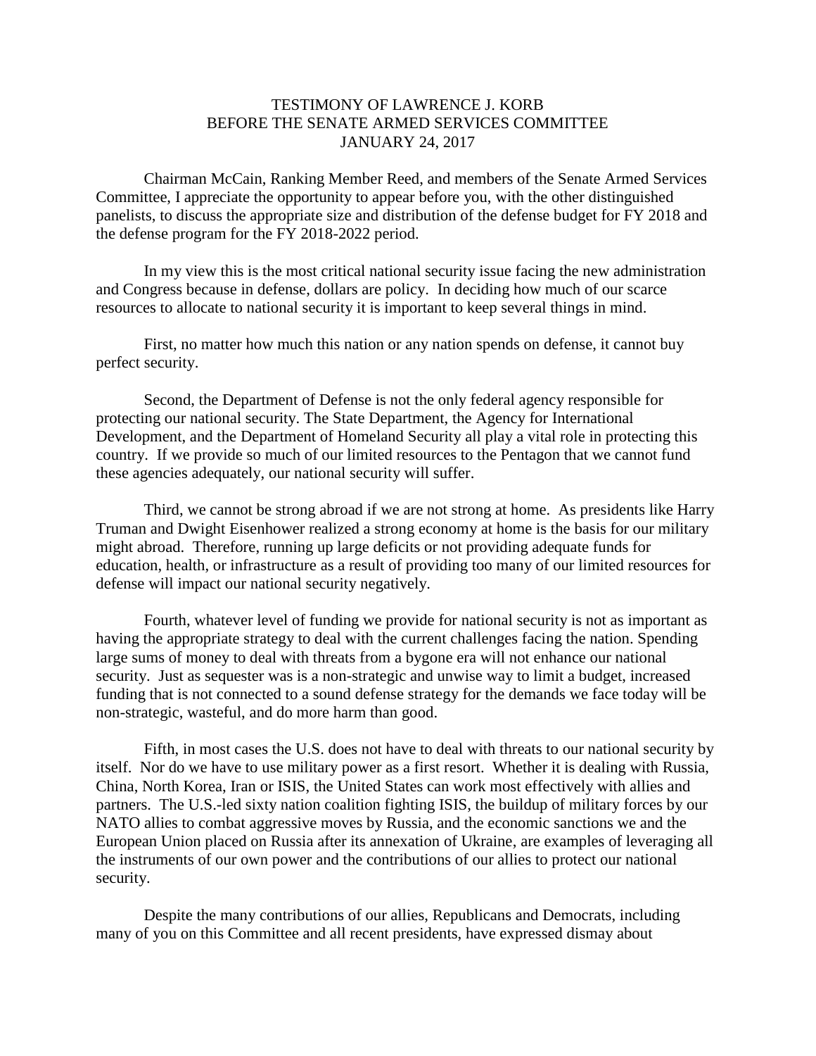# TESTIMONY OF LAWRENCE J. KORB BEFORE THE SENATE ARMED SERVICES COMMITTEE JANUARY 24, 2017

Chairman McCain, Ranking Member Reed, and members of the Senate Armed Services Committee, I appreciate the opportunity to appear before you, with the other distinguished panelists, to discuss the appropriate size and distribution of the defense budget for FY 2018 and the defense program for the FY 2018-2022 period.

In my view this is the most critical national security issue facing the new administration and Congress because in defense, dollars are policy. In deciding how much of our scarce resources to allocate to national security it is important to keep several things in mind.

First, no matter how much this nation or any nation spends on defense, it cannot buy perfect security.

Second, the Department of Defense is not the only federal agency responsible for protecting our national security. The State Department, the Agency for International Development, and the Department of Homeland Security all play a vital role in protecting this country. If we provide so much of our limited resources to the Pentagon that we cannot fund these agencies adequately, our national security will suffer.

Third, we cannot be strong abroad if we are not strong at home. As presidents like Harry Truman and Dwight Eisenhower realized a strong economy at home is the basis for our military might abroad. Therefore, running up large deficits or not providing adequate funds for education, health, or infrastructure as a result of providing too many of our limited resources for defense will impact our national security negatively.

Fourth, whatever level of funding we provide for national security is not as important as having the appropriate strategy to deal with the current challenges facing the nation. Spending large sums of money to deal with threats from a bygone era will not enhance our national security. Just as sequester was is a non-strategic and unwise way to limit a budget, increased funding that is not connected to a sound defense strategy for the demands we face today will be non-strategic, wasteful, and do more harm than good.

Fifth, in most cases the U.S. does not have to deal with threats to our national security by itself. Nor do we have to use military power as a first resort. Whether it is dealing with Russia, China, North Korea, Iran or ISIS, the United States can work most effectively with allies and partners. The U.S.-led sixty nation coalition fighting ISIS, the buildup of military forces by our NATO allies to combat aggressive moves by Russia, and the economic sanctions we and the European Union placed on Russia after its annexation of Ukraine, are examples of leveraging all the instruments of our own power and the contributions of our allies to protect our national security.

Despite the many contributions of our allies, Republicans and Democrats, including many of you on this Committee and all recent presidents, have expressed dismay about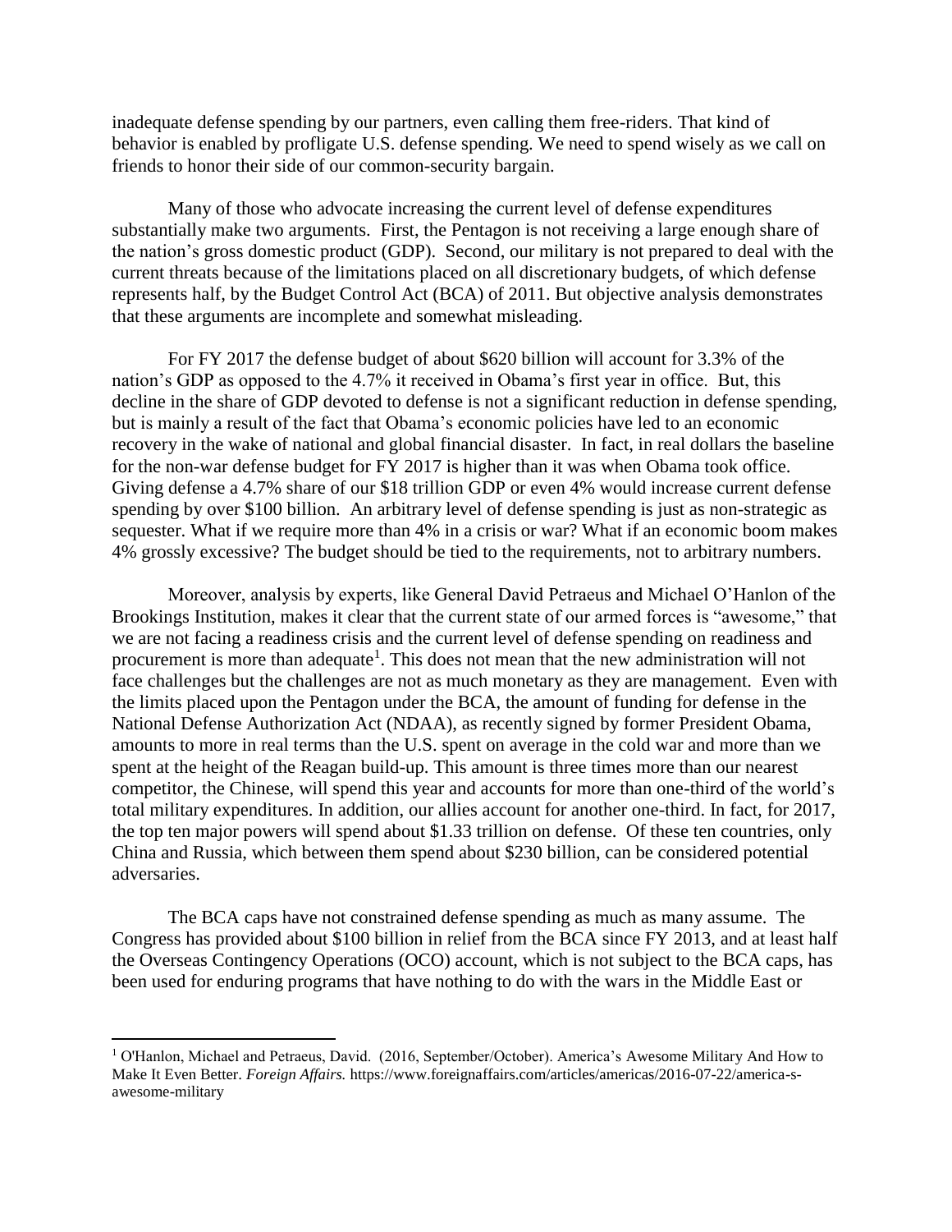inadequate defense spending by our partners, even calling them free-riders. That kind of behavior is enabled by profligate U.S. defense spending. We need to spend wisely as we call on friends to honor their side of our common-security bargain.

Many of those who advocate increasing the current level of defense expenditures substantially make two arguments. First, the Pentagon is not receiving a large enough share of the nation's gross domestic product (GDP). Second, our military is not prepared to deal with the current threats because of the limitations placed on all discretionary budgets, of which defense represents half, by the Budget Control Act (BCA) of 2011. But objective analysis demonstrates that these arguments are incomplete and somewhat misleading.

For FY 2017 the defense budget of about $620 billion will account for 3.3% of the nation's GDP as opposed to the 4.7% it received in Obama's first year in office. But, this decline in the share of GDP devoted to defense is not a significant reduction in defense spending, but is mainly a result of the fact that Obama's economic policies have led to an economic recovery in the wake of national and global financial disaster. In fact, in real dollars the baseline for the non-war defense budget for FY 2017 is higher than it was when Obama took office. Giving defense a 4.7% share of our $18 trillion GDP or even 4% would increase current defense spending by over $100 billion. An arbitrary level of defense spending is just as non-strategic as sequester. What if we require more than 4% in a crisis or war? What if an economic boom makes 4% grossly excessive? The budget should be tied to the requirements, not to arbitrary numbers.

Moreover, analysis by experts, like General David Petraeus and Michael O'Hanlon of the Brookings Institution, makes it clear that the current state of our armed forces is "awesome," that we are not facing a readiness crisis and the current level of defense spending on readiness and procurement is more than adequate[1]. This does not mean that the new administration will not face challenges but the challenges are not as much monetary as they are management. Even with the limits placed upon the Pentagon under the BCA, the amount of funding for defense in the National Defense Authorization Act (NDAA), as recently signed by former President Obama, amounts to more in real terms than the U.S. spent on average in the cold war and more than we spent at the height of the Reagan build-up. This amount is three times more than our nearest competitor, the Chinese, will spend this year and accounts for more than one-third of the world's total military expenditures. In addition, our allies account for another one-third. In fact, for 2017, the top ten major powers will spend about $1.33 trillion on defense. Of these ten countries, only China and Russia, which between them spend about $230 billion, can be considered potential adversaries.

The BCA caps have not constrained defense spending as much as many assume. The Congress has provided about $100 billion in relief from the BCA since FY 2013, and at least half the Overseas Contingency Operations (OCO) account, which is not subject to the BCA caps, has been used for enduring programs that have nothing to do with the wars in the Middle East or

[1] O'Hanlon, Michael and Petraeus, David. (2016, September/October). America's Awesome Military And How to Make It Even Better. *Foreign Affairs.* https://www.foreignaffairs.com/articles/americas/2016-07-22/america-s-awesome-military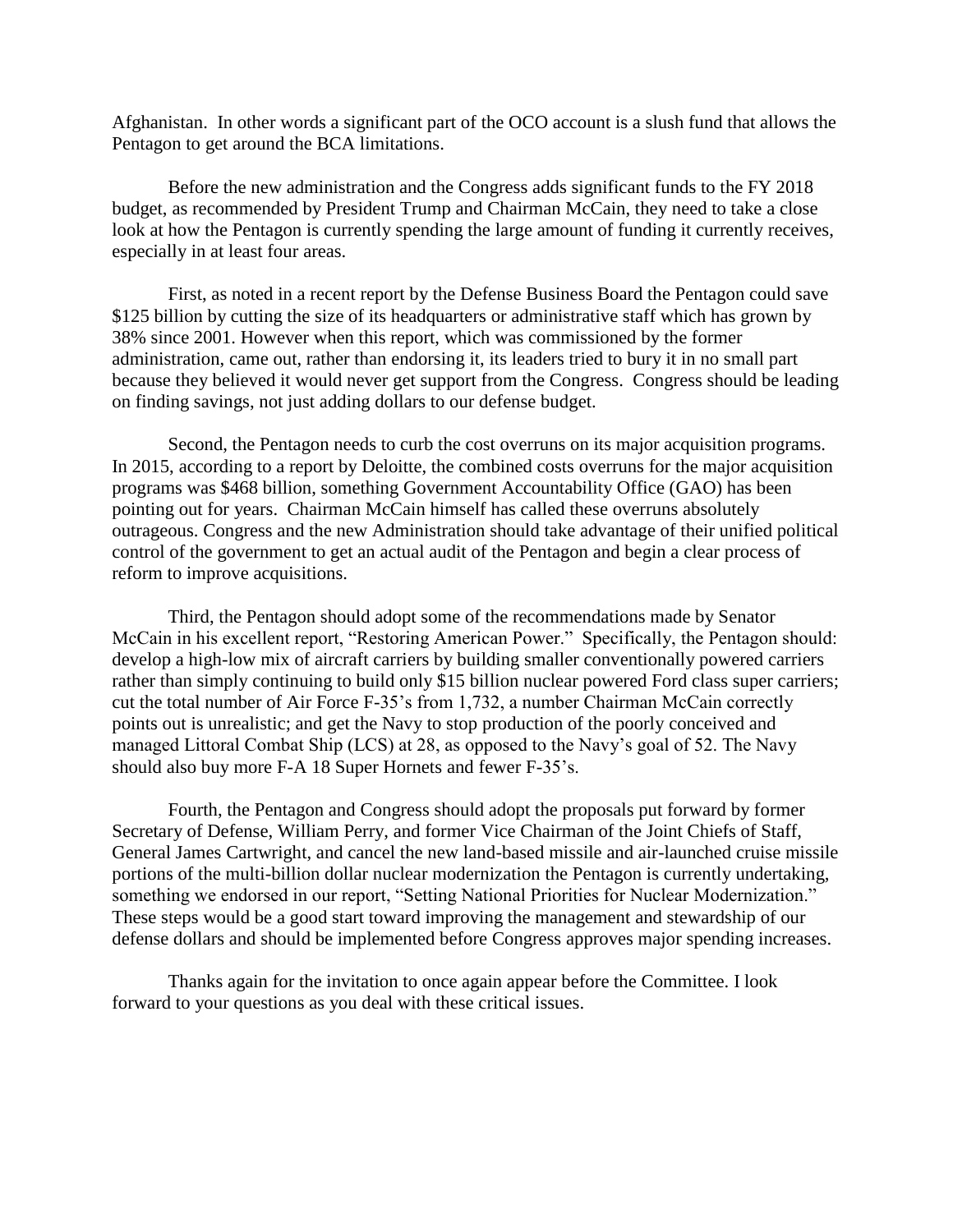Afghanistan. In other words a significant part of the OCO account is a slush fund that allows the Pentagon to get around the BCA limitations.

Before the new administration and the Congress adds significant funds to the FY 2018 budget, as recommended by President Trump and Chairman McCain, they need to take a close look at how the Pentagon is currently spending the large amount of funding it currently receives, especially in at least four areas.

First, as noted in a recent report by the Defense Business Board the Pentagon could save $125 billion by cutting the size of its headquarters or administrative staff which has grown by 38% since 2001. However when this report, which was commissioned by the former administration, came out, rather than endorsing it, its leaders tried to bury it in no small part because they believed it would never get support from the Congress. Congress should be leading on finding savings, not just adding dollars to our defense budget.

Second, the Pentagon needs to curb the cost overruns on its major acquisition programs. In 2015, according to a report by Deloitte, the combined costs overruns for the major acquisition programs was $468 billion, something Government Accountability Office (GAO) has been pointing out for years. Chairman McCain himself has called these overruns absolutely outrageous. Congress and the new Administration should take advantage of their unified political control of the government to get an actual audit of the Pentagon and begin a clear process of reform to improve acquisitions.

Third, the Pentagon should adopt some of the recommendations made by Senator McCain in his excellent report, "Restoring American Power." Specifically, the Pentagon should: develop a high-low mix of aircraft carriers by building smaller conventionally powered carriers rather than simply continuing to build only $15 billion nuclear powered Ford class super carriers; cut the total number of Air Force F-35's from 1,732, a number Chairman McCain correctly points out is unrealistic; and get the Navy to stop production of the poorly conceived and managed Littoral Combat Ship (LCS) at 28, as opposed to the Navy's goal of 52. The Navy should also buy more F-A 18 Super Hornets and fewer F-35's.

Fourth, the Pentagon and Congress should adopt the proposals put forward by former Secretary of Defense, William Perry, and former Vice Chairman of the Joint Chiefs of Staff, General James Cartwright, and cancel the new land-based missile and air-launched cruise missile portions of the multi-billion dollar nuclear modernization the Pentagon is currently undertaking, something we endorsed in our report, "Setting National Priorities for Nuclear Modernization." These steps would be a good start toward improving the management and stewardship of our defense dollars and should be implemented before Congress approves major spending increases.

Thanks again for the invitation to once again appear before the Committee. I look forward to your questions as you deal with these critical issues.